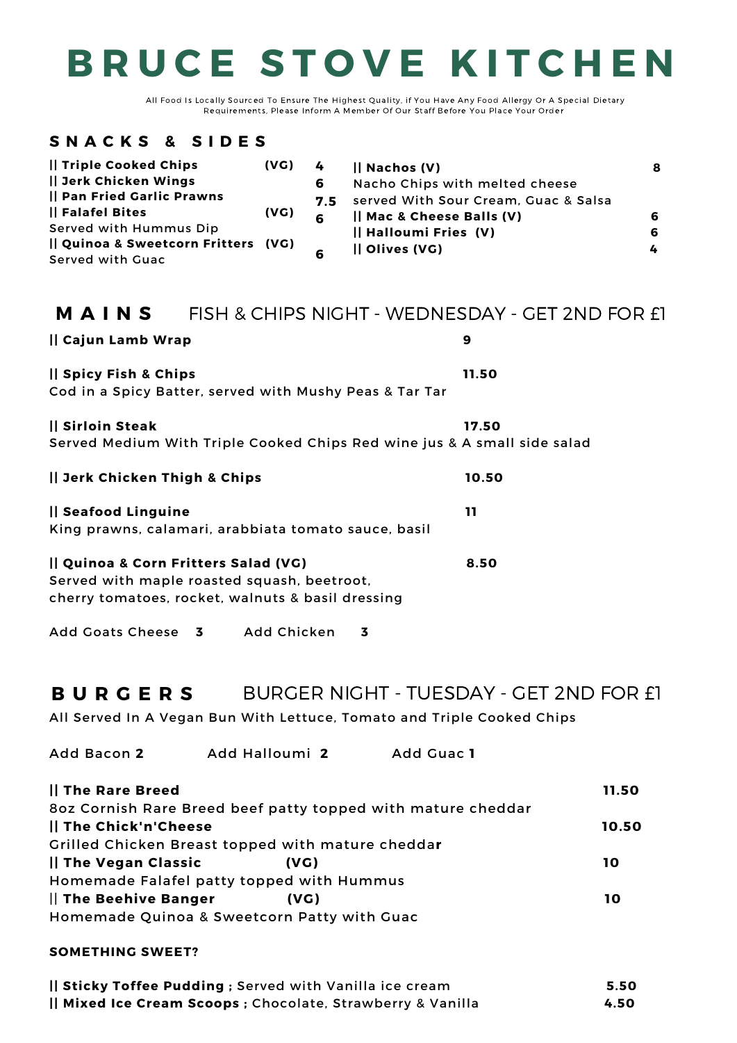# BRUCE STOVE KITCHEN

All Food Is Locally Sourced To Ensure The Highest Quality, if You Have Any Food Allergy Or A Special Dietary Requirements, Please Inform A Member Of Our Staff Before You Place Your Order

## SNACKS & SIDES

**|| Triple Cooked Chips** (VG) 4

**|| Jerk Chicken Wings** 6

**|| Pan Fried Garlic Prawns** 7.5

**|| Falafel Bites** (VG) 6
Served with Hummus Dip

**|| Quinoa & Sweetcorn Fritters** (VG) 6
Served with Guac

**|| Nachos (V)** 8
Nacho Chips with melted cheese served With Sour Cream, Guac & Salsa

**|| Mac & Cheese Balls (V)** 6

**|| Halloumi Fries (V)** 6

**|| Olives (VG)** 4

## MAINS

FISH & CHIPS NIGHT - WEDNESDAY - GET 2ND FOR £1

**|| Cajun Lamb Wrap** 9

**|| Spicy Fish & Chips** 11.50
Cod in a Spicy Batter, served with Mushy Peas & Tar Tar

**|| Sirloin Steak** 17.50
Served Medium With Triple Cooked Chips Red wine jus & A small side salad

**|| Jerk Chicken Thigh & Chips** 10.50

**|| Seafood Linguine** 11
King prawns, calamari, arabbiata tomato sauce, basil

**|| Quinoa & Corn Fritters Salad (VG)** 8.50
Served with maple roasted squash, beetroot, cherry tomatoes, rocket, walnuts & basil dressing

Add Goats Cheese 3 Add Chicken 3

## BURGERS

BURGER NIGHT - TUESDAY - GET 2ND FOR £1

All Served In A Vegan Bun With Lettuce, Tomato and Triple Cooked Chips

Add Bacon **2** Add Halloumi **2** Add Guac **1**

**|| The Rare Breed** 11.50
8oz Cornish Rare Breed beef patty topped with mature cheddar

**|| The Chick'n'Cheese** 10.50
Grilled Chicken Breast topped with mature cheddar

**|| The Vegan Classic** (VG) 10
Homemade Falafel patty topped with Hummus

**|| The Beehive Banger** (VG) 10
Homemade Quinoa & Sweetcorn Patty with Guac

### SOMETHING SWEET?

**|| Sticky Toffee Pudding ;** Served with Vanilla ice cream 5.50

**|| Mixed Ice Cream Scoops ;** Chocolate, Strawberry & Vanilla 4.50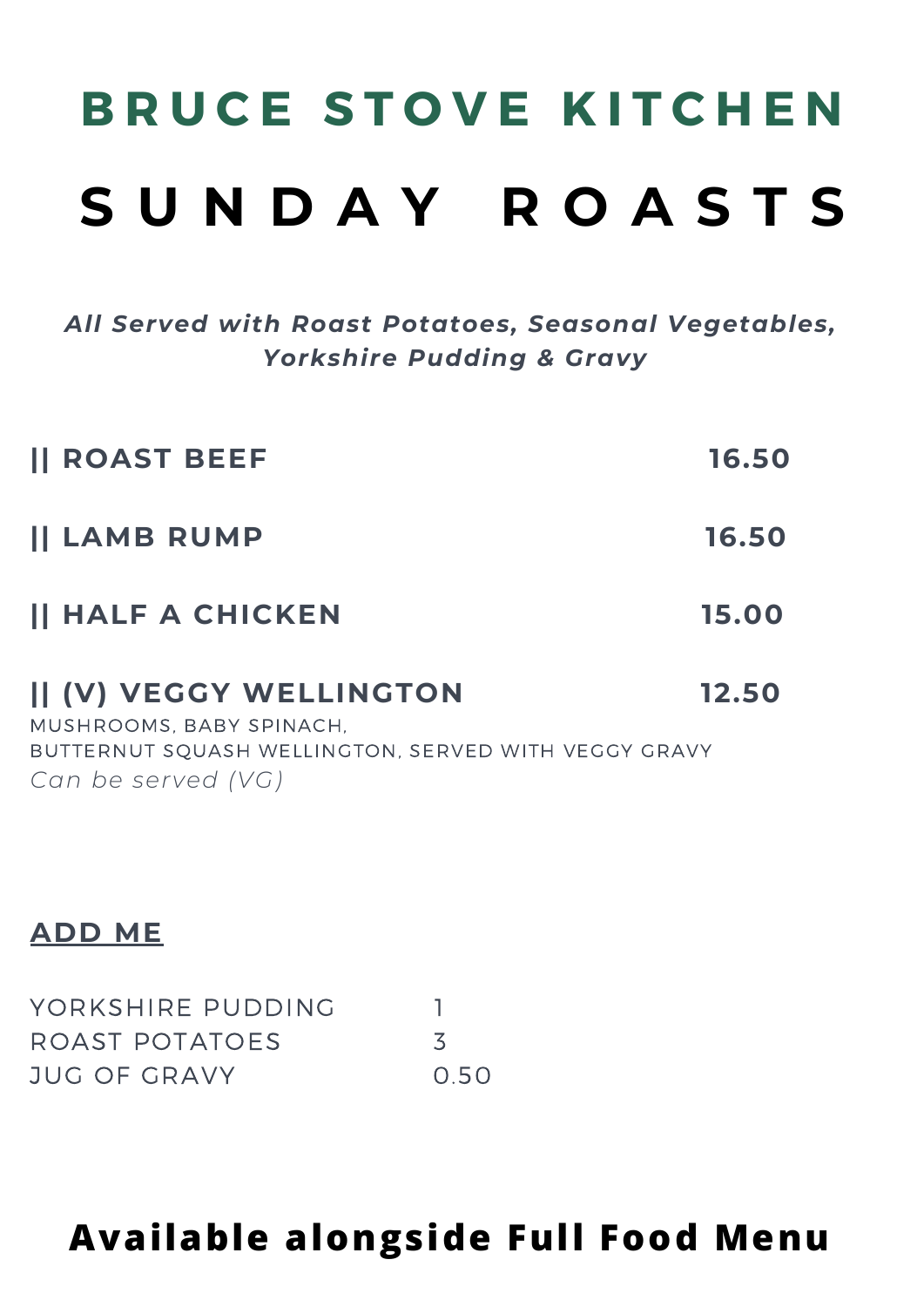# BRUCE STOVE KITCHEN

# SUNDAY ROASTS

***All Served with Roast Potatoes, Seasonal Vegetables, Yorkshire Pudding & Gravy***

| | |
|---|---|
| **\|\| ROAST BEEF** | **16.50** |
| **\|\| LAMB RUMP** | **16.50** |
| **\|\| HALF A CHICKEN** | **15.00** |
| **\|\| (V) VEGGY WELLINGTON** | **12.50** |

MUSHROOMS, BABY SPINACH,
BUTTERNUT SQUASH WELLINGTON, SERVED WITH VEGGY GRAVY
*Can be served (VG)*

## ADD ME

| | |
|---|---|
| YORKSHIRE PUDDING | 1 |
| ROAST POTATOES | 3 |
| JUG OF GRAVY | 0.50 |

**Available alongside Full Food Menu**